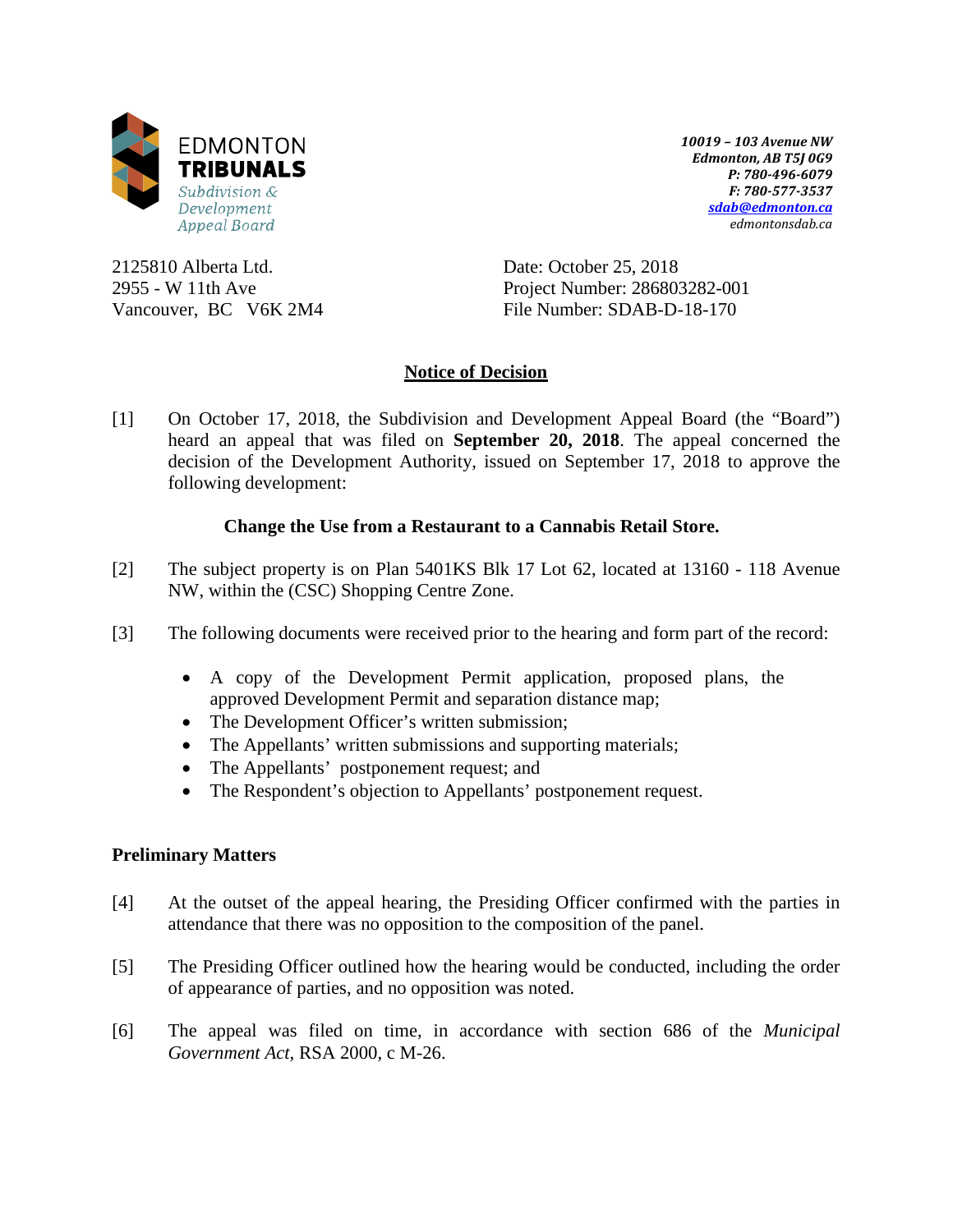EDMONTON
**TRIBUNALS**
*Subdivision & Development Appeal Board*

***10019 – 103 Avenue NW***
***Edmonton, AB T5J 0G9***
***P: 780-496-6079***
***F: 780-577-3537***
***sdab@edmonton.ca***
*edmontonsdab.ca*

2125810 Alberta Ltd.
2955 - W 11th Ave
Vancouver, BC V6K 2M4

Date: October 25, 2018
Project Number: 286803282-001
File Number: SDAB-D-18-170

## Notice of Decision

[1] On October 17, 2018, the Subdivision and Development Appeal Board (the "Board") heard an appeal that was filed on **September 20, 2018**. The appeal concerned the decision of the Development Authority, issued on September 17, 2018 to approve the following development:

**Change the Use from a Restaurant to a Cannabis Retail Store.**

[2] The subject property is on Plan 5401KS Blk 17 Lot 62, located at 13160 - 118 Avenue NW, within the (CSC) Shopping Centre Zone.

[3] The following documents were received prior to the hearing and form part of the record:

- A copy of the Development Permit application, proposed plans, the approved Development Permit and separation distance map;
- The Development Officer's written submission;
- The Appellants' written submissions and supporting materials;
- The Appellants' postponement request; and
- The Respondent's objection to Appellants' postponement request.

### Preliminary Matters

[4] At the outset of the appeal hearing, the Presiding Officer confirmed with the parties in attendance that there was no opposition to the composition of the panel.

[5] The Presiding Officer outlined how the hearing would be conducted, including the order of appearance of parties, and no opposition was noted.

[6] The appeal was filed on time, in accordance with section 686 of the *Municipal Government Act*, RSA 2000, c M-26.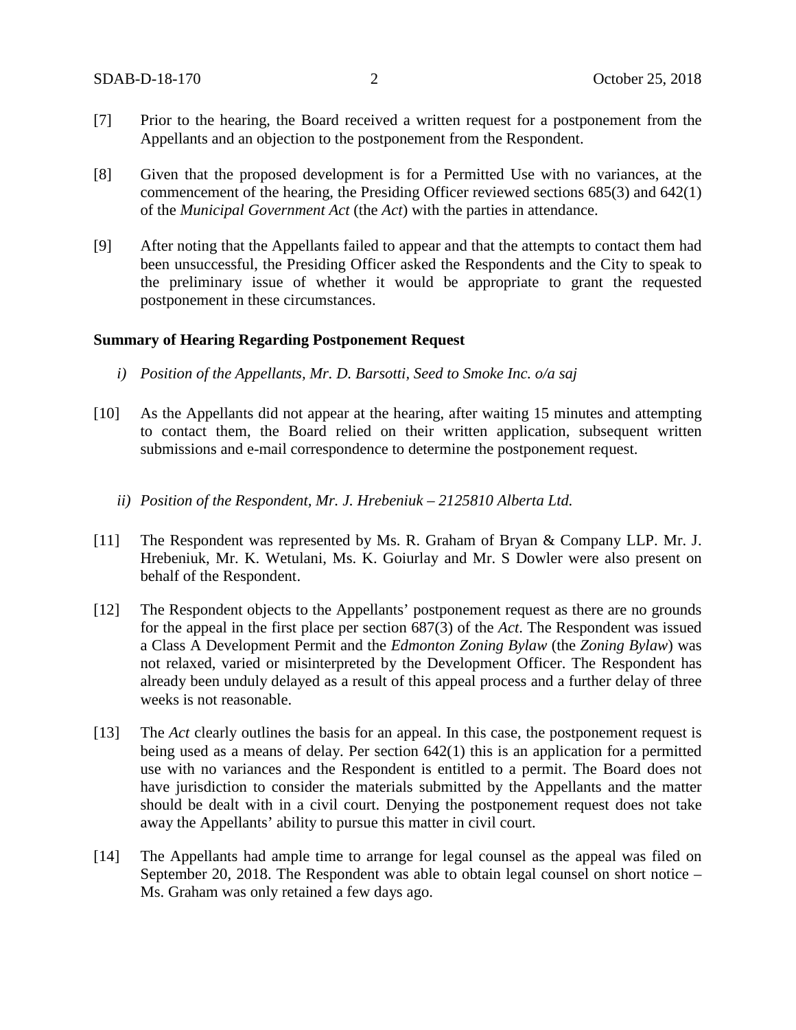[7] Prior to the hearing, the Board received a written request for a postponement from the Appellants and an objection to the postponement from the Respondent.

[8] Given that the proposed development is for a Permitted Use with no variances, at the commencement of the hearing, the Presiding Officer reviewed sections 685(3) and 642(1) of the *Municipal Government Act* (the *Act*) with the parties in attendance.

[9] After noting that the Appellants failed to appear and that the attempts to contact them had been unsuccessful, the Presiding Officer asked the Respondents and the City to speak to the preliminary issue of whether it would be appropriate to grant the requested postponement in these circumstances.

**Summary of Hearing Regarding Postponement Request**

*i) Position of the Appellants, Mr. D. Barsotti, Seed to Smoke Inc. o/a saj*

[10] As the Appellants did not appear at the hearing, after waiting 15 minutes and attempting to contact them, the Board relied on their written application, subsequent written submissions and e-mail correspondence to determine the postponement request.

*ii) Position of the Respondent, Mr. J. Hrebeniuk – 2125810 Alberta Ltd.*

[11] The Respondent was represented by Ms. R. Graham of Bryan & Company LLP. Mr. J. Hrebeniuk, Mr. K. Wetulani, Ms. K. Goiurlay and Mr. S Dowler were also present on behalf of the Respondent.

[12] The Respondent objects to the Appellants' postponement request as there are no grounds for the appeal in the first place per section 687(3) of the *Act*. The Respondent was issued a Class A Development Permit and the *Edmonton Zoning Bylaw* (the *Zoning Bylaw*) was not relaxed, varied or misinterpreted by the Development Officer. The Respondent has already been unduly delayed as a result of this appeal process and a further delay of three weeks is not reasonable.

[13] The *Act* clearly outlines the basis for an appeal. In this case, the postponement request is being used as a means of delay. Per section 642(1) this is an application for a permitted use with no variances and the Respondent is entitled to a permit. The Board does not have jurisdiction to consider the materials submitted by the Appellants and the matter should be dealt with in a civil court. Denying the postponement request does not take away the Appellants' ability to pursue this matter in civil court.

[14] The Appellants had ample time to arrange for legal counsel as the appeal was filed on September 20, 2018. The Respondent was able to obtain legal counsel on short notice – Ms. Graham was only retained a few days ago.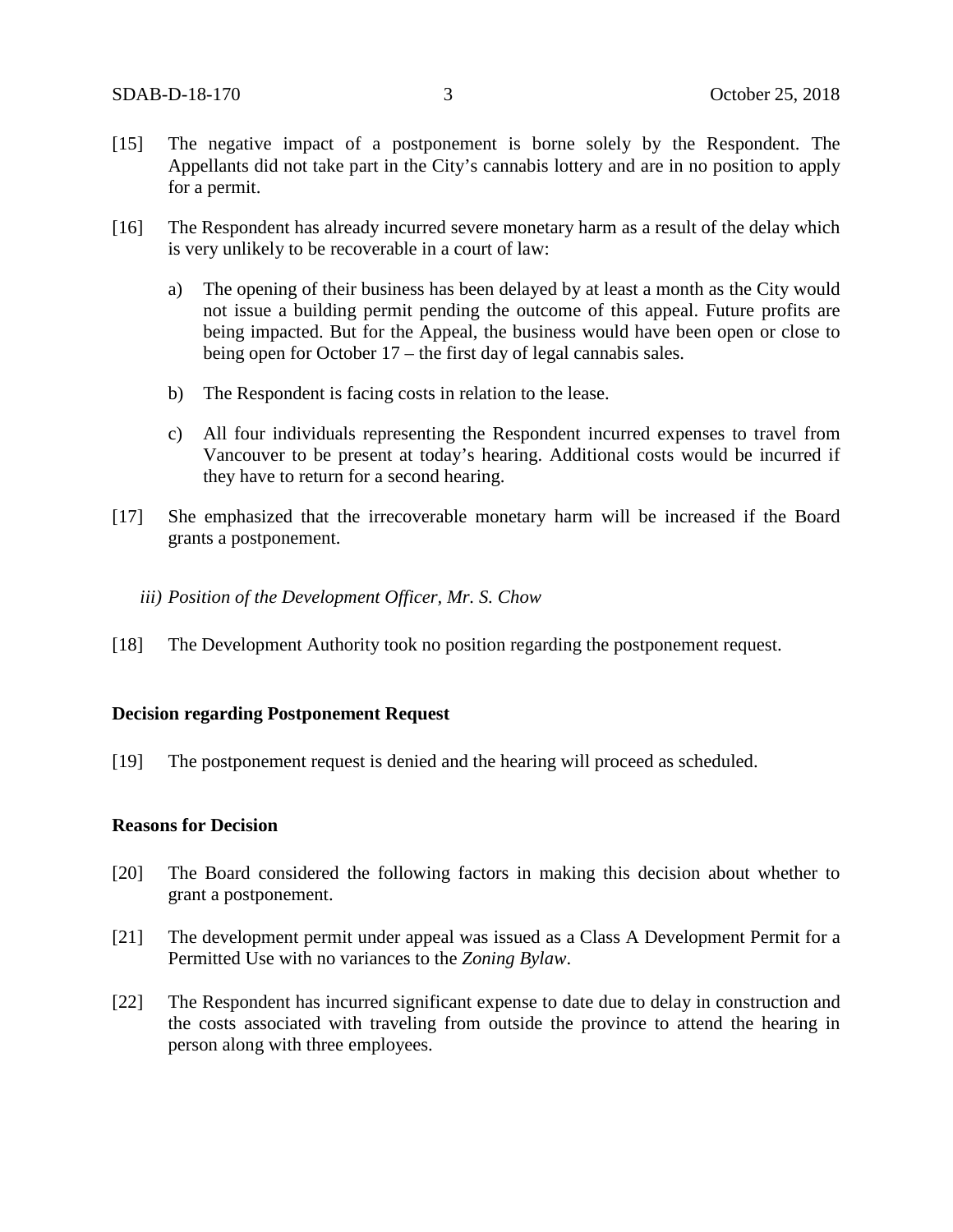[15] The negative impact of a postponement is borne solely by the Respondent. The Appellants did not take part in the City's cannabis lottery and are in no position to apply for a permit.

[16] The Respondent has already incurred severe monetary harm as a result of the delay which is very unlikely to be recoverable in a court of law:

a) The opening of their business has been delayed by at least a month as the City would not issue a building permit pending the outcome of this appeal. Future profits are being impacted. But for the Appeal, the business would have been open or close to being open for October 17 – the first day of legal cannabis sales.

b) The Respondent is facing costs in relation to the lease.

c) All four individuals representing the Respondent incurred expenses to travel from Vancouver to be present at today's hearing. Additional costs would be incurred if they have to return for a second hearing.

[17] She emphasized that the irrecoverable monetary harm will be increased if the Board grants a postponement.

*iii) Position of the Development Officer, Mr. S. Chow*

[18] The Development Authority took no position regarding the postponement request.

**Decision regarding Postponement Request**

[19] The postponement request is denied and the hearing will proceed as scheduled.

**Reasons for Decision**

[20] The Board considered the following factors in making this decision about whether to grant a postponement.

[21] The development permit under appeal was issued as a Class A Development Permit for a Permitted Use with no variances to the *Zoning Bylaw*.

[22] The Respondent has incurred significant expense to date due to delay in construction and the costs associated with traveling from outside the province to attend the hearing in person along with three employees.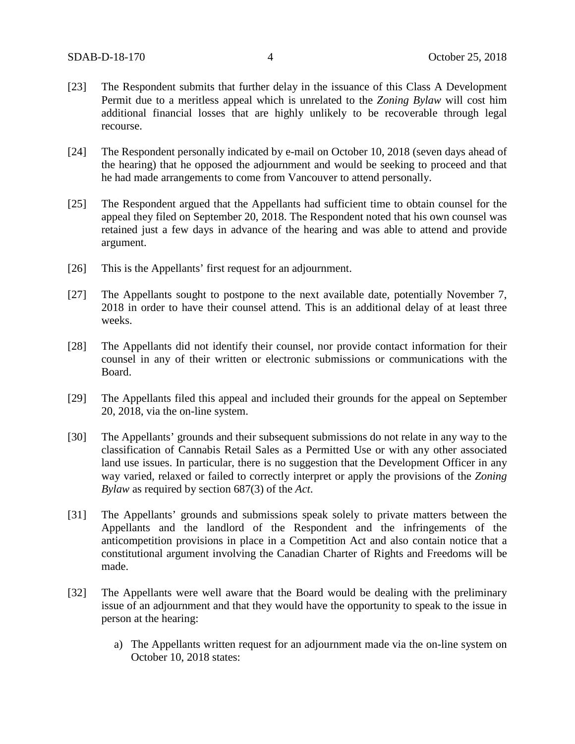[23] The Respondent submits that further delay in the issuance of this Class A Development Permit due to a meritless appeal which is unrelated to the *Zoning Bylaw* will cost him additional financial losses that are highly unlikely to be recoverable through legal recourse.

[24] The Respondent personally indicated by e-mail on October 10, 2018 (seven days ahead of the hearing) that he opposed the adjournment and would be seeking to proceed and that he had made arrangements to come from Vancouver to attend personally.

[25] The Respondent argued that the Appellants had sufficient time to obtain counsel for the appeal they filed on September 20, 2018. The Respondent noted that his own counsel was retained just a few days in advance of the hearing and was able to attend and provide argument.

[26] This is the Appellants' first request for an adjournment.

[27] The Appellants sought to postpone to the next available date, potentially November 7, 2018 in order to have their counsel attend. This is an additional delay of at least three weeks.

[28] The Appellants did not identify their counsel, nor provide contact information for their counsel in any of their written or electronic submissions or communications with the Board.

[29] The Appellants filed this appeal and included their grounds for the appeal on September 20, 2018, via the on-line system.

[30] The Appellants' grounds and their subsequent submissions do not relate in any way to the classification of Cannabis Retail Sales as a Permitted Use or with any other associated land use issues. In particular, there is no suggestion that the Development Officer in any way varied, relaxed or failed to correctly interpret or apply the provisions of the *Zoning Bylaw* as required by section 687(3) of the *Act*.

[31] The Appellants' grounds and submissions speak solely to private matters between the Appellants and the landlord of the Respondent and the infringements of the anticompetition provisions in place in a Competition Act and also contain notice that a constitutional argument involving the Canadian Charter of Rights and Freedoms will be made.

[32] The Appellants were well aware that the Board would be dealing with the preliminary issue of an adjournment and that they would have the opportunity to speak to the issue in person at the hearing:

a) The Appellants written request for an adjournment made via the on-line system on October 10, 2018 states: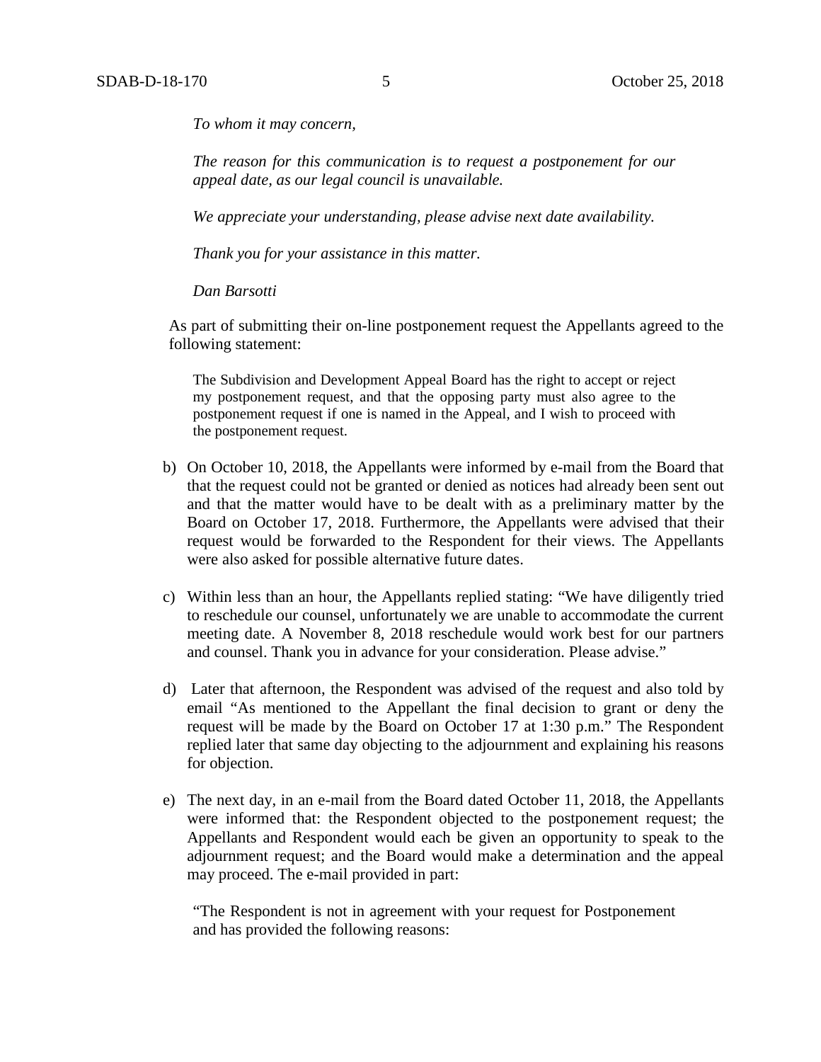*To whom it may concern,*

*The reason for this communication is to request a postponement for our appeal date, as our legal council is unavailable.*

*We appreciate your understanding, please advise next date availability.*

*Thank you for your assistance in this matter.*

*Dan Barsotti*

As part of submitting their on-line postponement request the Appellants agreed to the following statement:

> The Subdivision and Development Appeal Board has the right to accept or reject my postponement request, and that the opposing party must also agree to the postponement request if one is named in the Appeal, and I wish to proceed with the postponement request.

b) On October 10, 2018, the Appellants were informed by e-mail from the Board that that the request could not be granted or denied as notices had already been sent out and that the matter would have to be dealt with as a preliminary matter by the Board on October 17, 2018. Furthermore, the Appellants were advised that their request would be forwarded to the Respondent for their views. The Appellants were also asked for possible alternative future dates.

c) Within less than an hour, the Appellants replied stating: "We have diligently tried to reschedule our counsel, unfortunately we are unable to accommodate the current meeting date. A November 8, 2018 reschedule would work best for our partners and counsel. Thank you in advance for your consideration. Please advise."

d) Later that afternoon, the Respondent was advised of the request and also told by email "As mentioned to the Appellant the final decision to grant or deny the request will be made by the Board on October 17 at 1:30 p.m." The Respondent replied later that same day objecting to the adjournment and explaining his reasons for objection.

e) The next day, in an e-mail from the Board dated October 11, 2018, the Appellants were informed that: the Respondent objected to the postponement request; the Appellants and Respondent would each be given an opportunity to speak to the adjournment request; and the Board would make a determination and the appeal may proceed. The e-mail provided in part:

> "The Respondent is not in agreement with your request for Postponement and has provided the following reasons: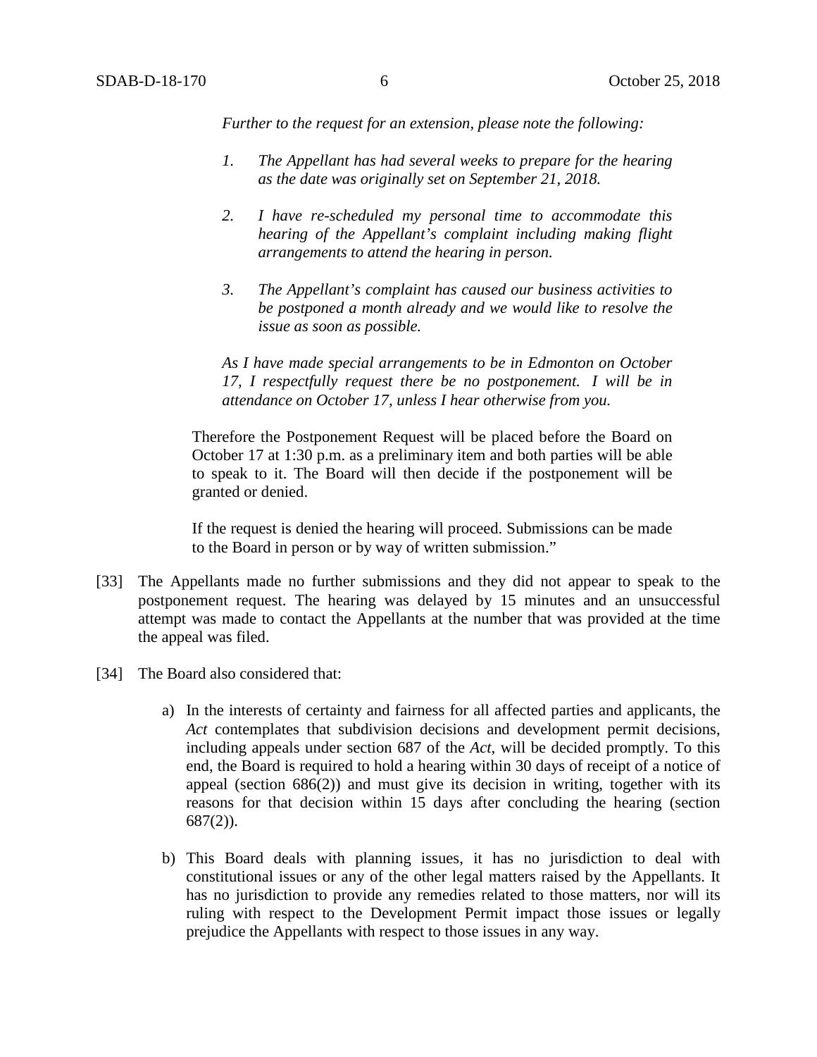*Further to the request for an extension, please note the following:*

> *1. The Appellant has had several weeks to prepare for the hearing as the date was originally set on September 21, 2018.*
>
> *2. I have re-scheduled my personal time to accommodate this hearing of the Appellant's complaint including making flight arrangements to attend the hearing in person.*
>
> *3. The Appellant's complaint has caused our business activities to be postponed a month already and we would like to resolve the issue as soon as possible.*

*As I have made special arrangements to be in Edmonton on October 17, I respectfully request there be no postponement. I will be in attendance on October 17, unless I hear otherwise from you.*

Therefore the Postponement Request will be placed before the Board on October 17 at 1:30 p.m. as a preliminary item and both parties will be able to speak to it. The Board will then decide if the postponement will be granted or denied.

If the request is denied the hearing will proceed. Submissions can be made to the Board in person or by way of written submission."

[33] The Appellants made no further submissions and they did not appear to speak to the postponement request. The hearing was delayed by 15 minutes and an unsuccessful attempt was made to contact the Appellants at the number that was provided at the time the appeal was filed.

[34] The Board also considered that:

a) In the interests of certainty and fairness for all affected parties and applicants, the *Act* contemplates that subdivision decisions and development permit decisions, including appeals under section 687 of the *Act*, will be decided promptly. To this end, the Board is required to hold a hearing within 30 days of receipt of a notice of appeal (section 686(2)) and must give its decision in writing, together with its reasons for that decision within 15 days after concluding the hearing (section 687(2)).

b) This Board deals with planning issues, it has no jurisdiction to deal with constitutional issues or any of the other legal matters raised by the Appellants. It has no jurisdiction to provide any remedies related to those matters, nor will its ruling with respect to the Development Permit impact those issues or legally prejudice the Appellants with respect to those issues in any way.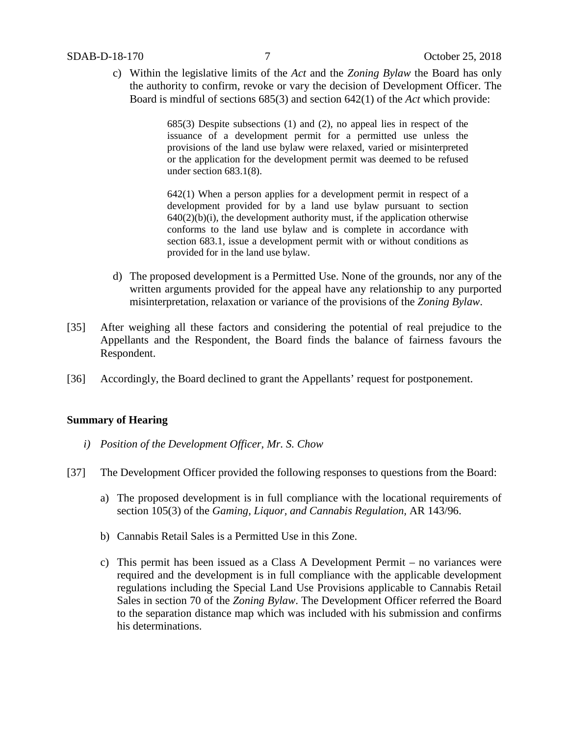c) Within the legislative limits of the *Act* and the *Zoning Bylaw* the Board has only the authority to confirm, revoke or vary the decision of Development Officer. The Board is mindful of sections 685(3) and section 642(1) of the *Act* which provide:

> 685(3) Despite subsections (1) and (2), no appeal lies in respect of the issuance of a development permit for a permitted use unless the provisions of the land use bylaw were relaxed, varied or misinterpreted or the application for the development permit was deemed to be refused under section 683.1(8).
>
> 642(1) When a person applies for a development permit in respect of a development provided for by a land use bylaw pursuant to section 640(2)(b)(i), the development authority must, if the application otherwise conforms to the land use bylaw and is complete in accordance with section 683.1, issue a development permit with or without conditions as provided for in the land use bylaw.

d) The proposed development is a Permitted Use. None of the grounds, nor any of the written arguments provided for the appeal have any relationship to any purported misinterpretation, relaxation or variance of the provisions of the *Zoning Bylaw*.

[35] After weighing all these factors and considering the potential of real prejudice to the Appellants and the Respondent, the Board finds the balance of fairness favours the Respondent.

[36] Accordingly, the Board declined to grant the Appellants' request for postponement.

**Summary of Hearing**

*i) Position of the Development Officer, Mr. S. Chow*

[37] The Development Officer provided the following responses to questions from the Board:

a) The proposed development is in full compliance with the locational requirements of section 105(3) of the *Gaming, Liquor, and Cannabis Regulation*, AR 143/96.

b) Cannabis Retail Sales is a Permitted Use in this Zone.

c) This permit has been issued as a Class A Development Permit – no variances were required and the development is in full compliance with the applicable development regulations including the Special Land Use Provisions applicable to Cannabis Retail Sales in section 70 of the *Zoning Bylaw*. The Development Officer referred the Board to the separation distance map which was included with his submission and confirms his determinations.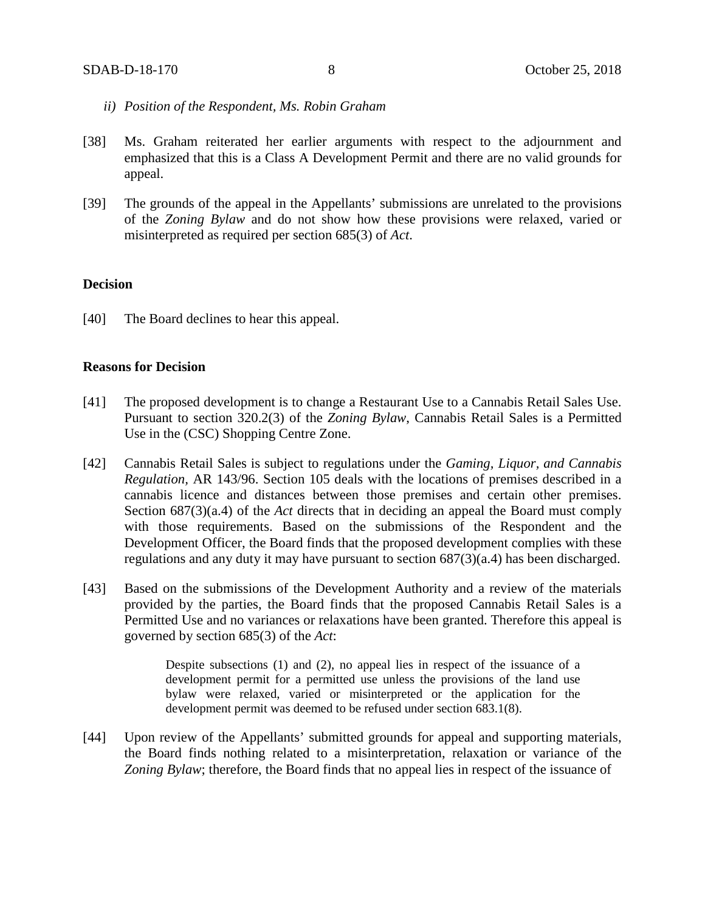*ii) Position of the Respondent, Ms. Robin Graham*

[38] Ms. Graham reiterated her earlier arguments with respect to the adjournment and emphasized that this is a Class A Development Permit and there are no valid grounds for appeal.

[39] The grounds of the appeal in the Appellants' submissions are unrelated to the provisions of the *Zoning Bylaw* and do not show how these provisions were relaxed, varied or misinterpreted as required per section 685(3) of *Act*.

**Decision**

[40] The Board declines to hear this appeal.

**Reasons for Decision**

[41] The proposed development is to change a Restaurant Use to a Cannabis Retail Sales Use. Pursuant to section 320.2(3) of the *Zoning Bylaw*, Cannabis Retail Sales is a Permitted Use in the (CSC) Shopping Centre Zone.

[42] Cannabis Retail Sales is subject to regulations under the *Gaming, Liquor, and Cannabis Regulation*, AR 143/96. Section 105 deals with the locations of premises described in a cannabis licence and distances between those premises and certain other premises. Section 687(3)(a.4) of the *Act* directs that in deciding an appeal the Board must comply with those requirements. Based on the submissions of the Respondent and the Development Officer, the Board finds that the proposed development complies with these regulations and any duty it may have pursuant to section 687(3)(a.4) has been discharged.

[43] Based on the submissions of the Development Authority and a review of the materials provided by the parties, the Board finds that the proposed Cannabis Retail Sales is a Permitted Use and no variances or relaxations have been granted. Therefore this appeal is governed by section 685(3) of the *Act*:

> Despite subsections (1) and (2), no appeal lies in respect of the issuance of a development permit for a permitted use unless the provisions of the land use bylaw were relaxed, varied or misinterpreted or the application for the development permit was deemed to be refused under section 683.1(8).

[44] Upon review of the Appellants' submitted grounds for appeal and supporting materials, the Board finds nothing related to a misinterpretation, relaxation or variance of the *Zoning Bylaw*; therefore, the Board finds that no appeal lies in respect of the issuance of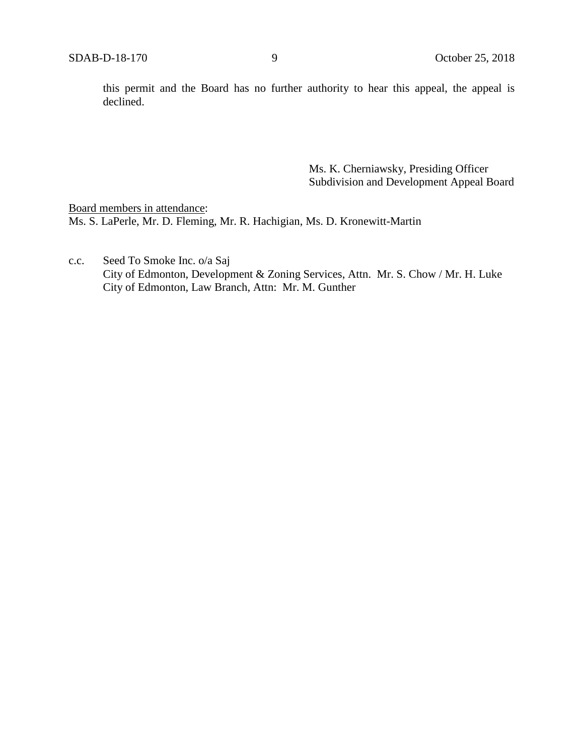this permit and the Board has no further authority to hear this appeal, the appeal is declined.

Ms. K. Cherniawsky, Presiding Officer
Subdivision and Development Appeal Board

<u>Board members in attendance</u>:
Ms. S. LaPerle, Mr. D. Fleming, Mr. R. Hachigian, Ms. D. Kronewitt-Martin

c.c. Seed To Smoke Inc. o/a Saj
City of Edmonton, Development & Zoning Services, Attn. Mr. S. Chow / Mr. H. Luke
City of Edmonton, Law Branch, Attn: Mr. M. Gunther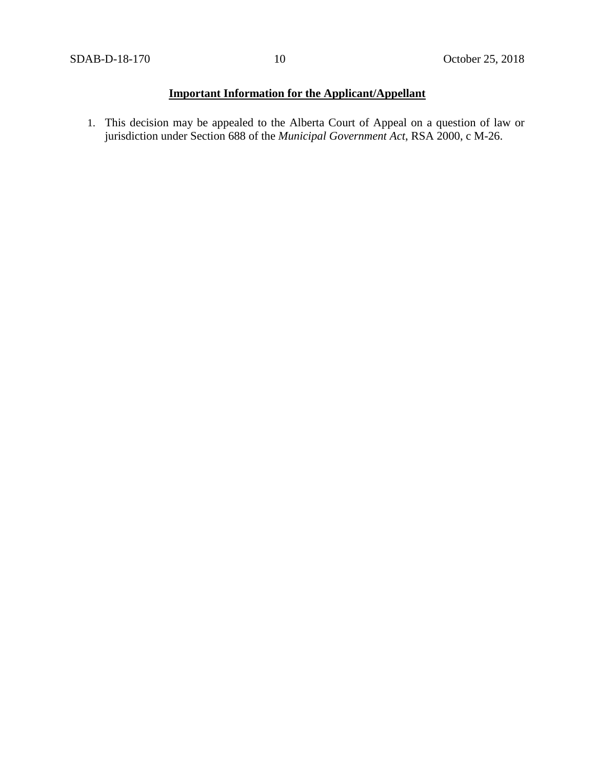**Important Information for the Applicant/Appellant**

1. This decision may be appealed to the Alberta Court of Appeal on a question of law or jurisdiction under Section 688 of the *Municipal Government Act*, RSA 2000, c M-26.